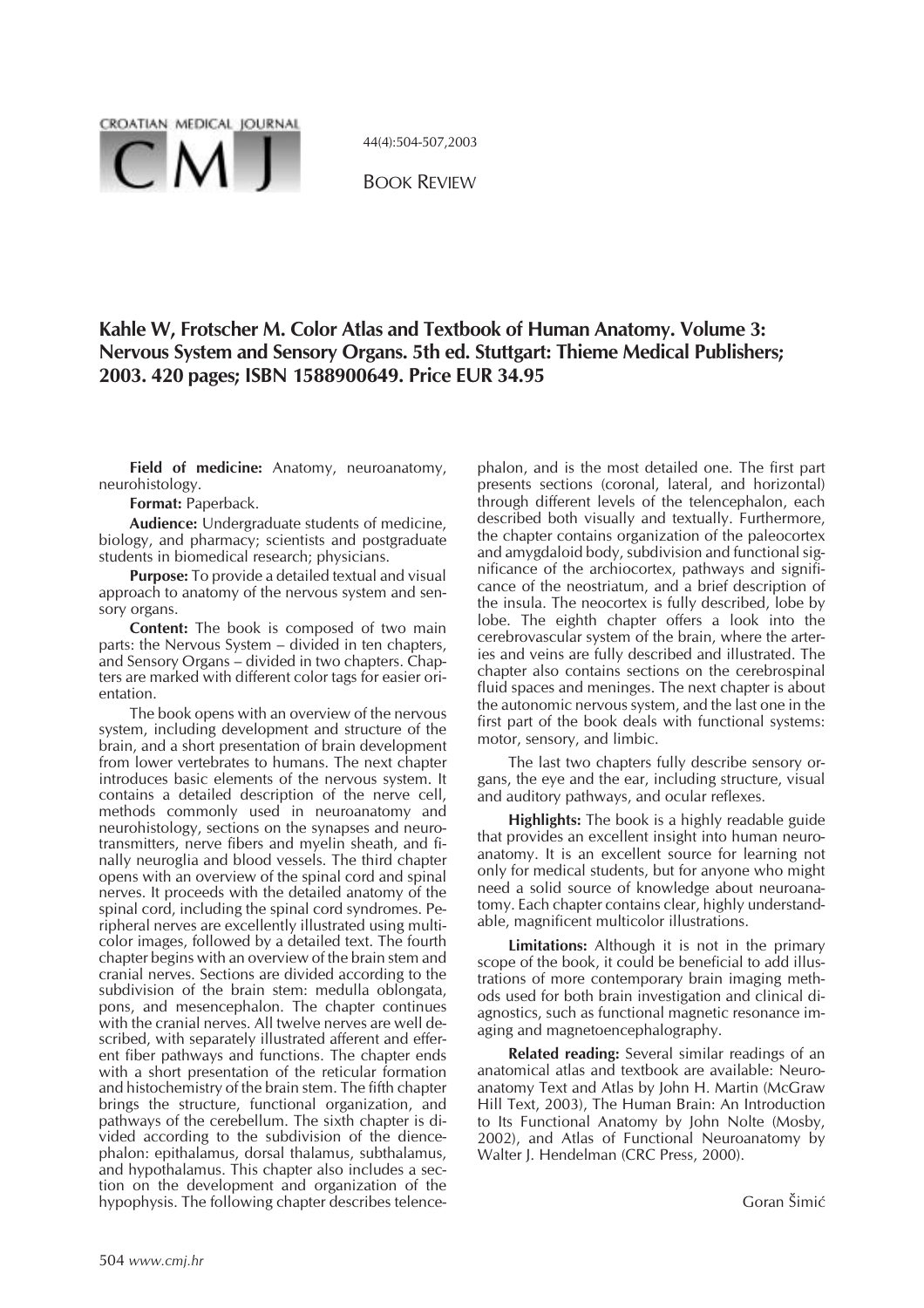BOOK REVIEW

# Kahle W, Frotscher M. Color Atlas and Textbook of Human Anatomy. Volume 3: Nervous System and Sensory Organs. 5th ed. Stuttgart: Thieme Medical Publishers; 2003. 420 pages; ISBN 1588900649. Price EUR 34.95

**Field of medicine:** Anatomy, neuroanatomy, neurohistology.

**Format:** Paperback.

**Audience:** Undergraduate students of medicine, biology, and pharmacy; scientists and postgraduate students in biomedical research; physicians.

**Purpose:** To provide a detailed textual and visual approach to anatomy of the nervous system and sensory organs.

**Content:** The book is composed of two main parts: the Nervous System – divided in ten chapters, and Sensory Organs – divided in two chapters. Chapters are marked with different color tags for easier orientation.

The book opens with an overview of the nervous system, including development and structure of the brain, and a short presentation of brain development from lower vertebrates to humans. The next chapter introduces basic elements of the nervous system. It contains a detailed description of the nerve cell, methods commonly used in neuroanatomy and neurohistology, sections on the synapses and neurotransmitters, nerve fibers and myelin sheath, and finally neuroglia and blood vessels. The third chapter opens with an overview of the spinal cord and spinal nerves. It proceeds with the detailed anatomy of the spinal cord, including the spinal cord syndromes. Peripheral nerves are excellently illustrated using multicolor images, followed by a detailed text. The fourth chapter begins with an overview of the brain stem and cranial nerves. Sections are divided according to the subdivision of the brain stem: medulla oblongata, pons, and mesencephalon. The chapter continues with the cranial nerves. All twelve nerves are well described, with separately illustrated afferent and efferent fiber pathways and functions. The chapter ends with a short presentation of the reticular formation and histochemistry of the brain stem. The fifth chapter brings the structure, functional organization, and pathways of the cerebellum. The sixth chapter is divided according to the subdivision of the diencephalon: epithalamus, dorsal thalamus, subthalamus, and hypothalamus. This chapter also includes a section on the development and organization of the hypophysis. The following chapter describes telencephalon, and is the most detailed one. The first part presents sections (coronal, lateral, and horizontal) through different levels of the telencephalon, each described both visually and textually. Furthermore, the chapter contains organization of the paleocortex and amygdaloid body, subdivision and functional significance of the archiocortex, pathways and significance of the neostriatum, and a brief description of the insula. The neocortex is fully described, lobe by lobe. The eighth chapter offers a look into the cerebrovascular system of the brain, where the arteries and veins are fully described and illustrated. The chapter also contains sections on the cerebrospinal fluid spaces and meninges. The next chapter is about the autonomic nervous system, and the last one in the first part of the book deals with functional systems: motor, sensory, and limbic.

The last two chapters fully describe sensory organs, the eye and the ear, including structure, visual and auditory pathways, and ocular reflexes.

**Highlights:** The book is a highly readable guide that provides an excellent insight into human neuroanatomy. It is an excellent source for learning not only for medical students, but for anyone who might need a solid source of knowledge about neuroanatomy. Each chapter contains clear, highly understandable, magnificent multicolor illustrations.

**Limitations:** Although it is not in the primary scope of the book, it could be beneficial to add illustrations of more contemporary brain imaging methods used for both brain investigation and clinical diagnostics, such as functional magnetic resonance imaging and magnetoencephalography.

**Related reading:** Several similar readings of an anatomical atlas and textbook are available: Neuroanatomy Text and Atlas by John H. Martin (McGraw Hill Text, 2003), The Human Brain: An Introduction to Its Functional Anatomy by John Nolte (Mosby, 2002), and Atlas of Functional Neuroanatomy by Walter J. Hendelman (CRC Press, 2000).

Goran Šimić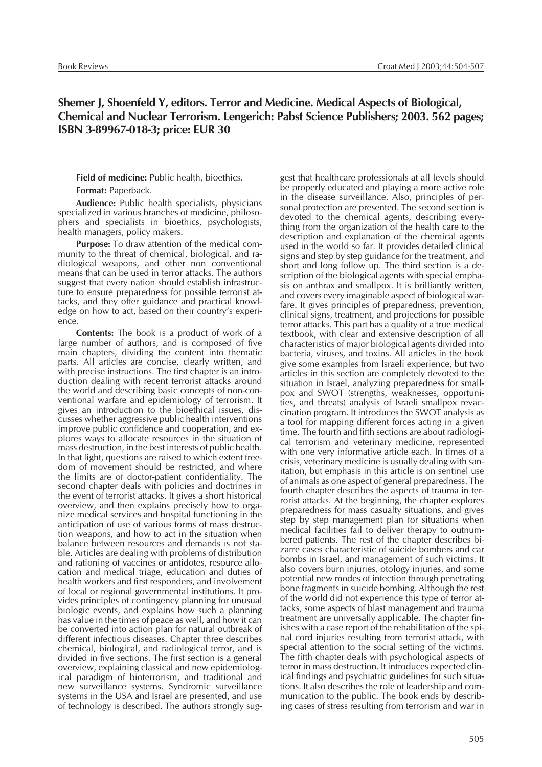## Shemer J, Shoenfeld Y, editors. Terror and Medicine. Medical Aspects of Biological, Chemical and Nuclear Terrorism. Lengerich: Pabst Science Publishers; 2003. 562 pages; ISBN 3-89967-018-3; price: EUR 30

**Field of medicine:** Public health, bioethics.

**Format:** Paperback.

**Audience:** Public health specialists, physicians specialized in various branches of medicine, philosophers and specialists in bioethics, psychologists, health managers, policy makers.

**Purpose:** To draw attention of the medical community to the threat of chemical, biological, and radiological weapons, and other non conventional means that can be used in terror attacks. The authors suggest that every nation should establish infrastructure to ensure preparedness for possible terrorist attacks, and they offer guidance and practical knowledge on how to act, based on their country's experience.

**Contents:** The book is a product of work of a large number of authors, and is composed of five main chapters, dividing the content into thematic parts. All articles are concise, clearly written, and with precise instructions. The first chapter is an introduction dealing with recent terrorist attacks around the world and describing basic concepts of non-conventional warfare and epidemiology of terrorism. It gives an introduction to the bioethical issues, discusses whether aggressive public health interventions improve public confidence and cooperation, and explores ways to allocate resources in the situation of mass destruction, in the best interests of public health. In that light, questions are raised to which extent freedom of movement should be restricted, and where the limits are of doctor-patient confidentiality. The second chapter deals with policies and doctrines in the event of terrorist attacks. It gives a short historical overview, and then explains precisely how to organize medical services and hospital functioning in the anticipation of use of various forms of mass destruction weapons, and how to act in the situation when balance between resources and demands is not stable. Articles are dealing with problems of distribution and rationing of vaccines or antidotes, resource allocation and medical triage, education and duties of health workers and first responders, and involvement of local or regional governmental institutions. It provides principles of contingency planning for unusual biologic events, and explains how such a planning has value in the times of peace as well, and how it can be converted into action plan for natural outbreak of different infectious diseases. Chapter three describes chemical, biological, and radiological terror, and is divided in five sections. The first section is a general overview, explaining classical and new epidemiological paradigm of bioterrorism, and traditional and new surveillance systems. Syndromic surveillance systems in the USA and Israel are presented, and use of technology is described. The authors strongly suggest that healthcare professionals at all levels should be properly educated and playing a more active role in the disease surveillance. Also, principles of personal protection are presented. The second section is devoted to the chemical agents, describing everything from the organization of the health care to the description and explanation of the chemical agents used in the world so far. It provides detailed clinical signs and step by step guidance for the treatment, and short and long follow up. The third section is a description of the biological agents with special emphasis on anthrax and smallpox. It is brilliantly written, and covers every imaginable aspect of biological warfare. It gives principles of preparedness, prevention, clinical signs, treatment, and projections for possible terror attacks. This part has a quality of a true medical textbook, with clear and extensive description of all characteristics of major biological agents divided into bacteria, viruses, and toxins. All articles in the book give some examples from Israeli experience, but two articles in this section are completely devoted to the situation in Israel, analyzing preparedness for smallpox and SWOT (strengths, weaknesses, opportunities, and threats) analysis of Israeli smallpox revaccination program. It introduces the SWOT analysis as a tool for mapping different forces acting in a given time. The fourth and fifth sections are about radiological terrorism and veterinary medicine, represented with one very informative article each. In times of a crisis, veterinary medicine is usually dealing with sanitation, but emphasis in this article is on sentinel use of animals as one aspect of general preparedness. The fourth chapter describes the aspects of trauma in terrorist attacks. At the beginning, the chapter explores preparedness for mass casualty situations, and gives step by step management plan for situations when medical facilities fail to deliver therapy to outnumbered patients. The rest of the chapter describes bizarre cases characteristic of suicide bombers and car bombs in Israel, and management of such victims. It also covers burn injuries, otology injuries, and some potential new modes of infection through penetrating bone fragments in suicide bombing. Although the rest of the world did not experience this type of terror attacks, some aspects of blast management and trauma treatment are universally applicable. The chapter finishes with a case report of the rehabilitation of the spinal cord injuries resulting from terrorist attack, with special attention to the social setting of the victims. The fifth chapter deals with psychological aspects of terror in mass destruction. It introduces expected clinical findings and psychiatric guidelines for such situations. It also describes the role of leadership and communication to the public. The book ends by describing cases of stress resulting from terrorism and war in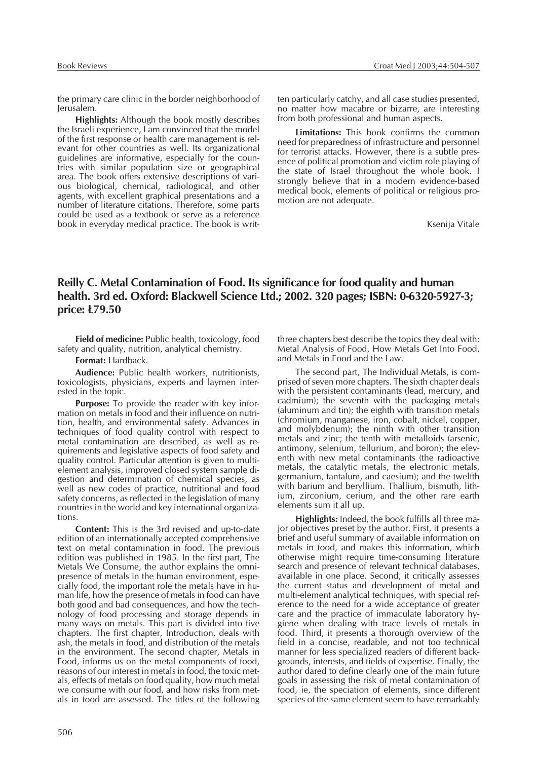the primary care clinic in the border neighborhood of Jerusalem.

**Highlights:** Although the book mostly describes the Israeli experience, I am convinced that the model of the first response or health care management is relevant for other countries as well. Its organizational guidelines are informative, especially for the countries with similar population size or geographical area. The book offers extensive descriptions of various biological, chemical, radiological, and other agents, with excellent graphical presentations and a number of literature citations. Therefore, some parts could be used as a textbook or serve as a reference book in everyday medical practice. The book is written particularly catchy, and all case studies presented, no matter how macabre or bizarre, are interesting from both professional and human aspects.

**Limitations:** This book confirms the common need for preparedness of infrastructure and personnel for terrorist attacks. However, there is a subtle presence of political promotion and victim role playing of the state of Israel throughout the whole book. I strongly believe that in a modern evidence-based medical book, elements of political or religious promotion are not adequate.

Ksenija Vitale

## Reilly C. Metal Contamination of Food. Its significance for food quality and human health. 3rd ed. Oxford: Blackwell Science Ltd.; 2002. 320 pages; ISBN: 0-6320-5927-3; price: Ł79.50

**Field of medicine:** Public health, toxicology, food safety and quality, nutrition, analytical chemistry.

**Format:** Hardback.

**Audience:** Public health workers, nutritionists, toxicologists, physicians, experts and laymen interested in the topic.

**Purpose:** To provide the reader with key information on metals in food and their influence on nutrition, health, and environmental safety. Advances in techniques of food quality control with respect to metal contamination are described, as well as requirements and legislative aspects of food safety and quality control. Particular attention is given to multi-element analysis, improved closed system sample digestion and determination of chemical species, as well as new codes of practice, nutritional and food safety concerns, as reflected in the legislation of many countries in the world and key international organizations.

**Content:** This is the 3rd revised and up-to-date edition of an internationally accepted comprehensive text on metal contamination in food. The previous edition was published in 1985. In the first part, The Metals We Consume, the author explains the omnipresence of metals in the human environment, especially food, the important role the metals have in human life, how the presence of metals in food can have both good and bad consequences, and how the technology of food processing and storage depends in many ways on metals. This part is divided into five chapters. The first chapter, Introduction, deals with ash, the metals in food, and distribution of the metals in the environment. The second chapter, Metals in Food, informs us on the metal components of food, reasons of our interest in metals in food, the toxic metals, effects of metals on food quality, how much metal we consume with our food, and how risks from metals in food are assessed. The titles of the following three chapters best describe the topics they deal with: Metal Analysis of Food, How Metals Get Into Food, and Metals in Food and the Law.

The second part, The Individual Metals, is comprised of seven more chapters. The sixth chapter deals with the persistent contaminants (lead, mercury, and cadmium); the seventh with the packaging metals (aluminum and tin); the eighth with transition metals (chromium, manganese, iron, cobalt, nickel, copper, and molybdenum); the ninth with other transition metals and zinc; the tenth with metalloids (arsenic, antimony, selenium, tellurium, and boron); the eleventh with new metal contaminants (the radioactive metals, the catalytic metals, the electronic metals, germanium, tantalum, and caesium); and the twelfth with barium and beryllium. Thallium, bismuth, lithium, zirconium, cerium, and the other rare earth elements sum it all up.

**Highlights:** Indeed, the book fulfills all three major objectives preset by the author. First, it presents a brief and useful summary of available information on metals in food, and makes this information, which otherwise might require time-consuming literature search and presence of relevant technical databases, available in one place. Second, it critically assesses the current status and development of metal and multi-element analytical techniques, with special reference to the need for a wide acceptance of greater care and the practice of immaculate laboratory hygiene when dealing with trace levels of metals in food. Third, it presents a thorough overview of the field in a concise, readable, and not too technical manner for less specialized readers of different backgrounds, interests, and fields of expertise. Finally, the author dared to define clearly one of the main future goals in assessing the risk of metal contamination of food, ie, the speciation of elements, since different species of the same element seem to have remarkably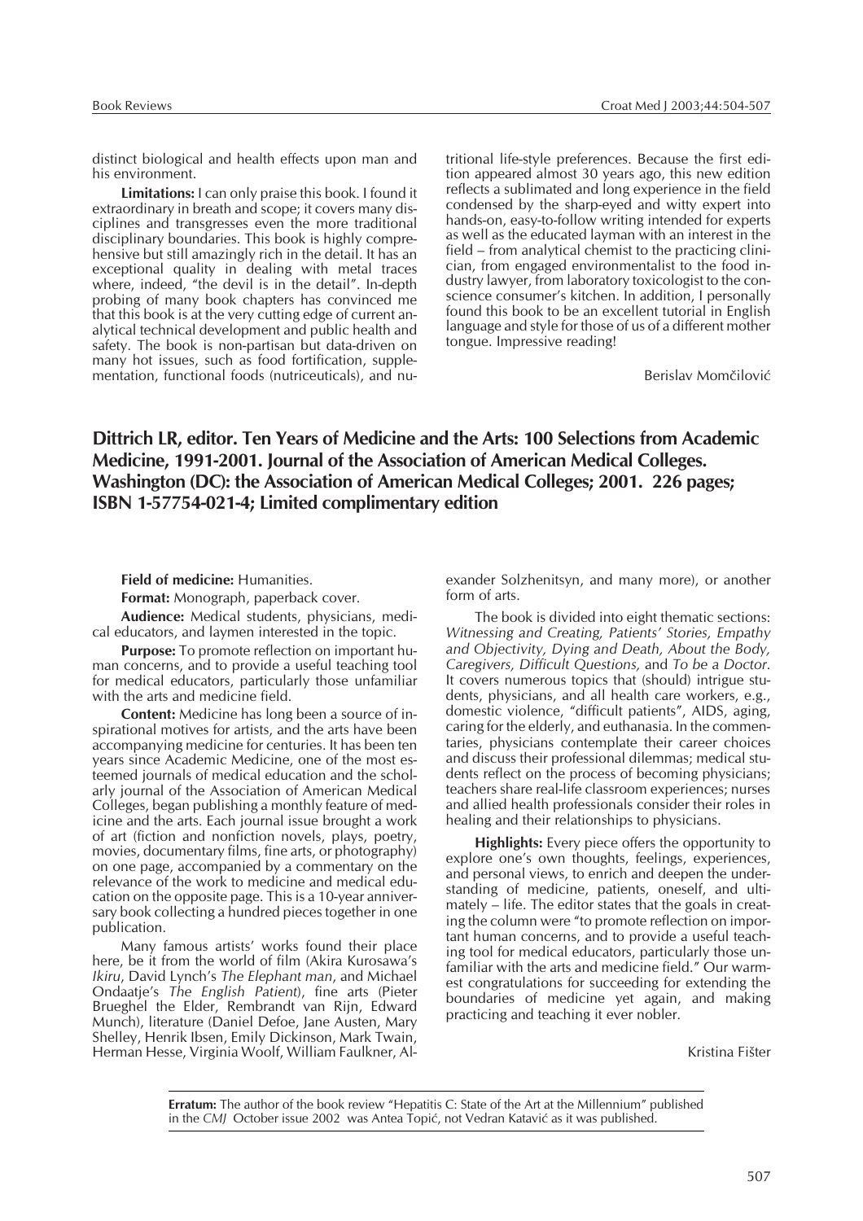distinct biological and health effects upon man and his environment.

**Limitations:** I can only praise this book. I found it extraordinary in breath and scope; it covers many disciplines and transgresses even the more traditional disciplinary boundaries. This book is highly comprehensive but still amazingly rich in the detail. It has an exceptional quality in dealing with metal traces where, indeed, "the devil is in the detail". In-depth probing of many book chapters has convinced me that this book is at the very cutting edge of current analytical technical development and public health and safety. The book is non-partisan but data-driven on many hot issues, such as food fortification, supplementation, functional foods (nutriceuticals), and nutritional life-style preferences. Because the first edition appeared almost 30 years ago, this new edition reflects a sublimated and long experience in the field condensed by the sharp-eyed and witty expert into hands-on, easy-to-follow writing intended for experts as well as the educated layman with an interest in the field – from analytical chemist to the practicing clinician, from engaged environmentalist to the food industry lawyer, from laboratory toxicologist to the conscience consumer's kitchen. In addition, I personally found this book to be an excellent tutorial in English language and style for those of us of a different mother tongue. Impressive reading!

Berislav Momčilović

## Dittrich LR, editor. Ten Years of Medicine and the Arts: 100 Selections from Academic Medicine, 1991-2001. Journal of the Association of American Medical Colleges. Washington (DC): the Association of American Medical Colleges; 2001. 226 pages; ISBN 1-57754-021-4; Limited complimentary edition

**Field of medicine:** Humanities.

**Format:** Monograph, paperback cover.

**Audience:** Medical students, physicians, medical educators, and laymen interested in the topic.

**Purpose:** To promote reflection on important human concerns, and to provide a useful teaching tool for medical educators, particularly those unfamiliar with the arts and medicine field.

**Content:** Medicine has long been a source of inspirational motives for artists, and the arts have been accompanying medicine for centuries. It has been ten years since Academic Medicine, one of the most esteemed journals of medical education and the scholarly journal of the Association of American Medical Colleges, began publishing a monthly feature of medicine and the arts. Each journal issue brought a work of art (fiction and nonfiction novels, plays, poetry, movies, documentary films, fine arts, or photography) on one page, accompanied by a commentary on the relevance of the work to medicine and medical education on the opposite page. This is a 10-year anniversary book collecting a hundred pieces together in one publication.

Many famous artists' works found their place here, be it from the world of film (Akira Kurosawa's *Ikiru*, David Lynch's *The Elephant man*, and Michael Ondaatje's *The English Patient*), fine arts (Pieter Brueghel the Elder, Rembrandt van Rijn, Edward Munch), literature (Daniel Defoe, Jane Austen, Mary Shelley, Henrik Ibsen, Emily Dickinson, Mark Twain, Herman Hesse, Virginia Woolf, William Faulkner, Alexander Solzhenitsyn, and many more), or another form of arts.

The book is divided into eight thematic sections: *Witnessing and Creating, Patients' Stories, Empathy and Objectivity, Dying and Death, About the Body, Caregivers, Difficult Questions,* and *To be a Doctor*. It covers numerous topics that (should) intrigue students, physicians, and all health care workers, e.g., domestic violence, "difficult patients", AIDS, aging, caring for the elderly, and euthanasia. In the commentaries, physicians contemplate their career choices and discuss their professional dilemmas; medical students reflect on the process of becoming physicians; teachers share real-life classroom experiences; nurses and allied health professionals consider their roles in healing and their relationships to physicians.

**Highlights:** Every piece offers the opportunity to explore one's own thoughts, feelings, experiences, and personal views, to enrich and deepen the understanding of medicine, patients, oneself, and ultimately – life. The editor states that the goals in creating the column were "to promote reflection on important human concerns, and to provide a useful teaching tool for medical educators, particularly those unfamiliar with the arts and medicine field." Our warmest congratulations for succeeding for extending the boundaries of medicine yet again, and making practicing and teaching it ever nobler.

Kristina Fišter

**Erratum:** The author of the book review "Hepatitis C: State of the Art at the Millennium" published in the *CMJ* October issue 2002 was Antea Topić, not Vedran Katavić as it was published.